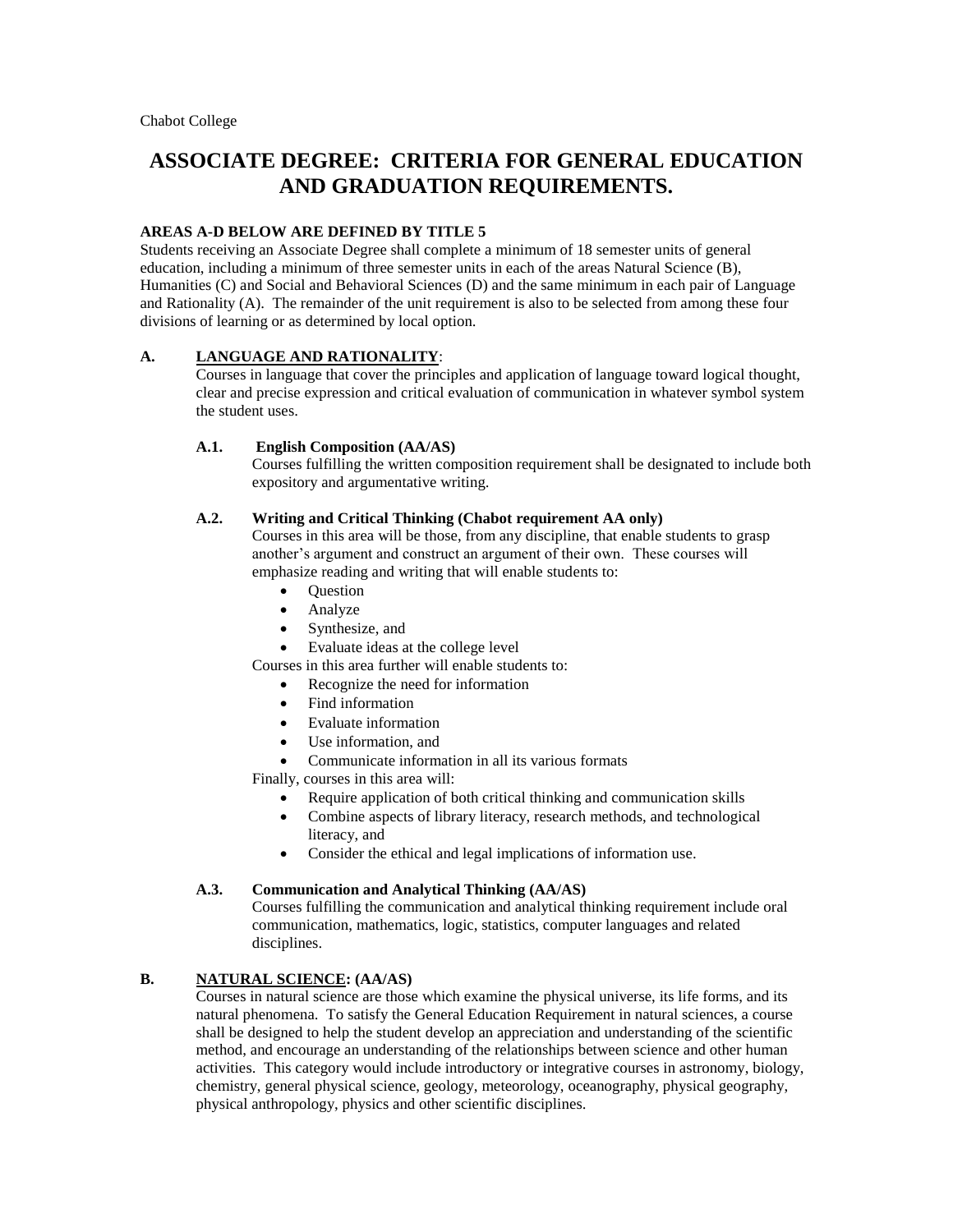Chabot College

# ASSOCIATE DEGREE: CRITERIA FOR GENERAL EDUCATION AND GRADUATION REQUIREMENTS.

**AREAS A-D BELOW ARE DEFINED BY TITLE 5**

Students receiving an Associate Degree shall complete a minimum of 18 semester units of general education, including a minimum of three semester units in each of the areas Natural Science (B), Humanities (C) and Social and Behavioral Sciences (D) and the same minimum in each pair of Language and Rationality (A). The remainder of the unit requirement is also to be selected from among these four divisions of learning or as determined by local option.

## A. LANGUAGE AND RATIONALITY:

Courses in language that cover the principles and application of language toward logical thought, clear and precise expression and critical evaluation of communication in whatever symbol system the student uses.

### A.1. English Composition (AA/AS)

Courses fulfilling the written composition requirement shall be designated to include both expository and argumentative writing.

### A.2. Writing and Critical Thinking (Chabot requirement AA only)

Courses in this area will be those, from any discipline, that enable students to grasp another's argument and construct an argument of their own. These courses will emphasize reading and writing that will enable students to:

- Question
- Analyze
- Synthesize, and
- Evaluate ideas at the college level

Courses in this area further will enable students to:

- Recognize the need for information
- Find information
- Evaluate information
- Use information, and
- Communicate information in all its various formats

Finally, courses in this area will:

- Require application of both critical thinking and communication skills
- Combine aspects of library literacy, research methods, and technological literacy, and
- Consider the ethical and legal implications of information use.

### A.3. Communication and Analytical Thinking (AA/AS)

Courses fulfilling the communication and analytical thinking requirement include oral communication, mathematics, logic, statistics, computer languages and related disciplines.

## B. NATURAL SCIENCE: (AA/AS)

Courses in natural science are those which examine the physical universe, its life forms, and its natural phenomena. To satisfy the General Education Requirement in natural sciences, a course shall be designed to help the student develop an appreciation and understanding of the scientific method, and encourage an understanding of the relationships between science and other human activities. This category would include introductory or integrative courses in astronomy, biology, chemistry, general physical science, geology, meteorology, oceanography, physical geography, physical anthropology, physics and other scientific disciplines.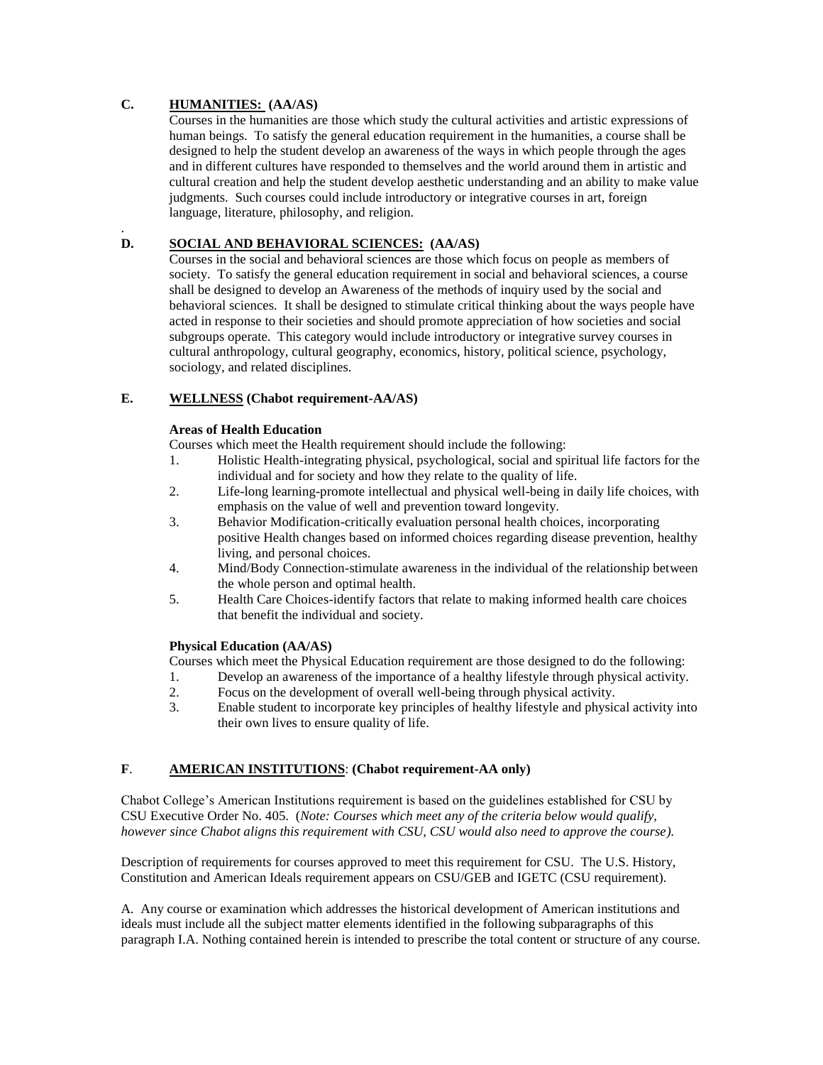## C. HUMANITIES: (AA/AS)

Courses in the humanities are those which study the cultural activities and artistic expressions of human beings. To satisfy the general education requirement in the humanities, a course shall be designed to help the student develop an awareness of the ways in which people through the ages and in different cultures have responded to themselves and the world around them in artistic and cultural creation and help the student develop aesthetic understanding and an ability to make value judgments. Such courses could include introductory or integrative courses in art, foreign language, literature, philosophy, and religion.

.

## D. SOCIAL AND BEHAVIORAL SCIENCES: (AA/AS)

Courses in the social and behavioral sciences are those which focus on people as members of society. To satisfy the general education requirement in social and behavioral sciences, a course shall be designed to develop an Awareness of the methods of inquiry used by the social and behavioral sciences. It shall be designed to stimulate critical thinking about the ways people have acted in response to their societies and should promote appreciation of how societies and social subgroups operate. This category would include introductory or integrative survey courses in cultural anthropology, cultural geography, economics, history, political science, psychology, sociology, and related disciplines.

## E. WELLNESS (Chabot requirement-AA/AS)

**Areas of Health Education**

Courses which meet the Health requirement should include the following:

1. Holistic Health-integrating physical, psychological, social and spiritual life factors for the individual and for society and how they relate to the quality of life.
2. Life-long learning-promote intellectual and physical well-being in daily life choices, with emphasis on the value of well and prevention toward longevity.
3. Behavior Modification-critically evaluation personal health choices, incorporating positive Health changes based on informed choices regarding disease prevention, healthy living, and personal choices.
4. Mind/Body Connection-stimulate awareness in the individual of the relationship between the whole person and optimal health.
5. Health Care Choices-identify factors that relate to making informed health care choices that benefit the individual and society.

**Physical Education (AA/AS)**

Courses which meet the Physical Education requirement are those designed to do the following:

1. Develop an awareness of the importance of a healthy lifestyle through physical activity.
2. Focus on the development of overall well-being through physical activity.
3. Enable student to incorporate key principles of healthy lifestyle and physical activity into their own lives to ensure quality of life.

## F. AMERICAN INSTITUTIONS: (Chabot requirement-AA only)

Chabot College's American Institutions requirement is based on the guidelines established for CSU by CSU Executive Order No. 405. (*Note: Courses which meet any of the criteria below would qualify, however since Chabot aligns this requirement with CSU, CSU would also need to approve the course).*

Description of requirements for courses approved to meet this requirement for CSU. The U.S. History, Constitution and American Ideals requirement appears on CSU/GEB and IGETC (CSU requirement).

A. Any course or examination which addresses the historical development of American institutions and ideals must include all the subject matter elements identified in the following subparagraphs of this paragraph I.A. Nothing contained herein is intended to prescribe the total content or structure of any course.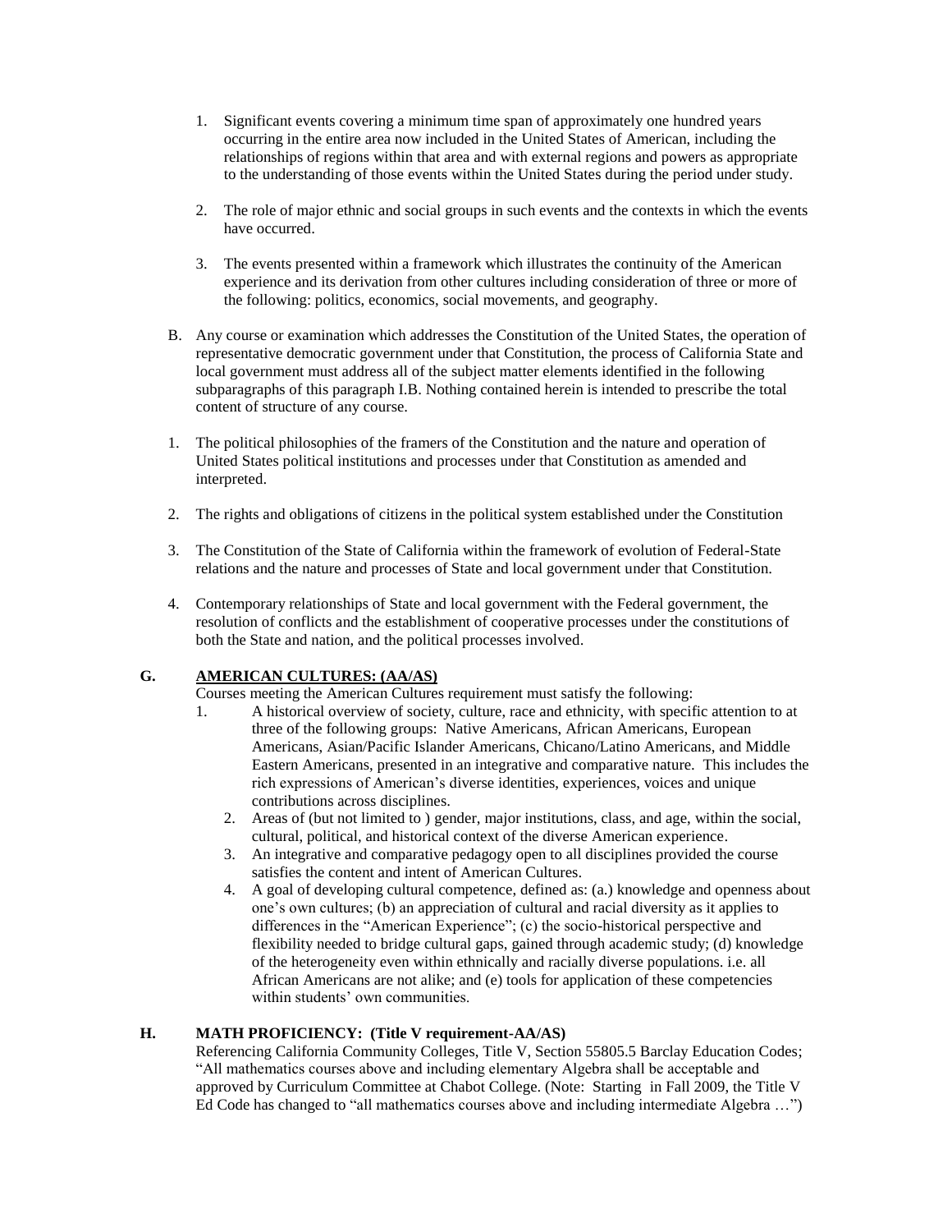1. Significant events covering a minimum time span of approximately one hundred years occurring in the entire area now included in the United States of American, including the relationships of regions within that area and with external regions and powers as appropriate to the understanding of those events within the United States during the period under study.

2. The role of major ethnic and social groups in such events and the contexts in which the events have occurred.

3. The events presented within a framework which illustrates the continuity of the American experience and its derivation from other cultures including consideration of three or more of the following: politics, economics, social movements, and geography.

B. Any course or examination which addresses the Constitution of the United States, the operation of representative democratic government under that Constitution, the process of California State and local government must address all of the subject matter elements identified in the following subparagraphs of this paragraph I.B. Nothing contained herein is intended to prescribe the total content of structure of any course.

1. The political philosophies of the framers of the Constitution and the nature and operation of United States political institutions and processes under that Constitution as amended and interpreted.

2. The rights and obligations of citizens in the political system established under the Constitution

3. The Constitution of the State of California within the framework of evolution of Federal-State relations and the nature and processes of State and local government under that Constitution.

4. Contemporary relationships of State and local government with the Federal government, the resolution of conflicts and the establishment of cooperative processes under the constitutions of both the State and nation, and the political processes involved.

## G. AMERICAN CULTURES: (AA/AS)

Courses meeting the American Cultures requirement must satisfy the following:

1. A historical overview of society, culture, race and ethnicity, with specific attention to at three of the following groups: Native Americans, African Americans, European Americans, Asian/Pacific Islander Americans, Chicano/Latino Americans, and Middle Eastern Americans, presented in an integrative and comparative nature. This includes the rich expressions of American's diverse identities, experiences, voices and unique contributions across disciplines.
2. Areas of (but not limited to ) gender, major institutions, class, and age, within the social, cultural, political, and historical context of the diverse American experience.
3. An integrative and comparative pedagogy open to all disciplines provided the course satisfies the content and intent of American Cultures.
4. A goal of developing cultural competence, defined as: (a.) knowledge and openness about one's own cultures; (b) an appreciation of cultural and racial diversity as it applies to differences in the "American Experience"; (c) the socio-historical perspective and flexibility needed to bridge cultural gaps, gained through academic study; (d) knowledge of the heterogeneity even within ethnically and racially diverse populations. i.e. all African Americans are not alike; and (e) tools for application of these competencies within students' own communities.

## H. MATH PROFICIENCY: (Title V requirement-AA/AS)

Referencing California Community Colleges, Title V, Section 55805.5 Barclay Education Codes; "All mathematics courses above and including elementary Algebra shall be acceptable and approved by Curriculum Committee at Chabot College. (Note: Starting in Fall 2009, the Title V Ed Code has changed to "all mathematics courses above and including intermediate Algebra …")